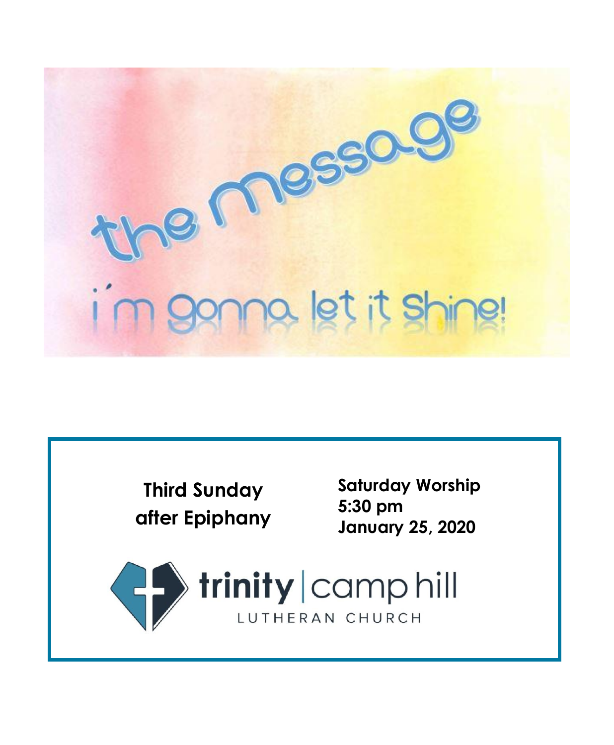# the message

## i'm gonna let it Shine!

**Third Sunday after Epiphany**

**Saturday Worship**
**5:30 pm**
**January 25, 2020**

trinity | camp hill
LUTHERAN CHURCH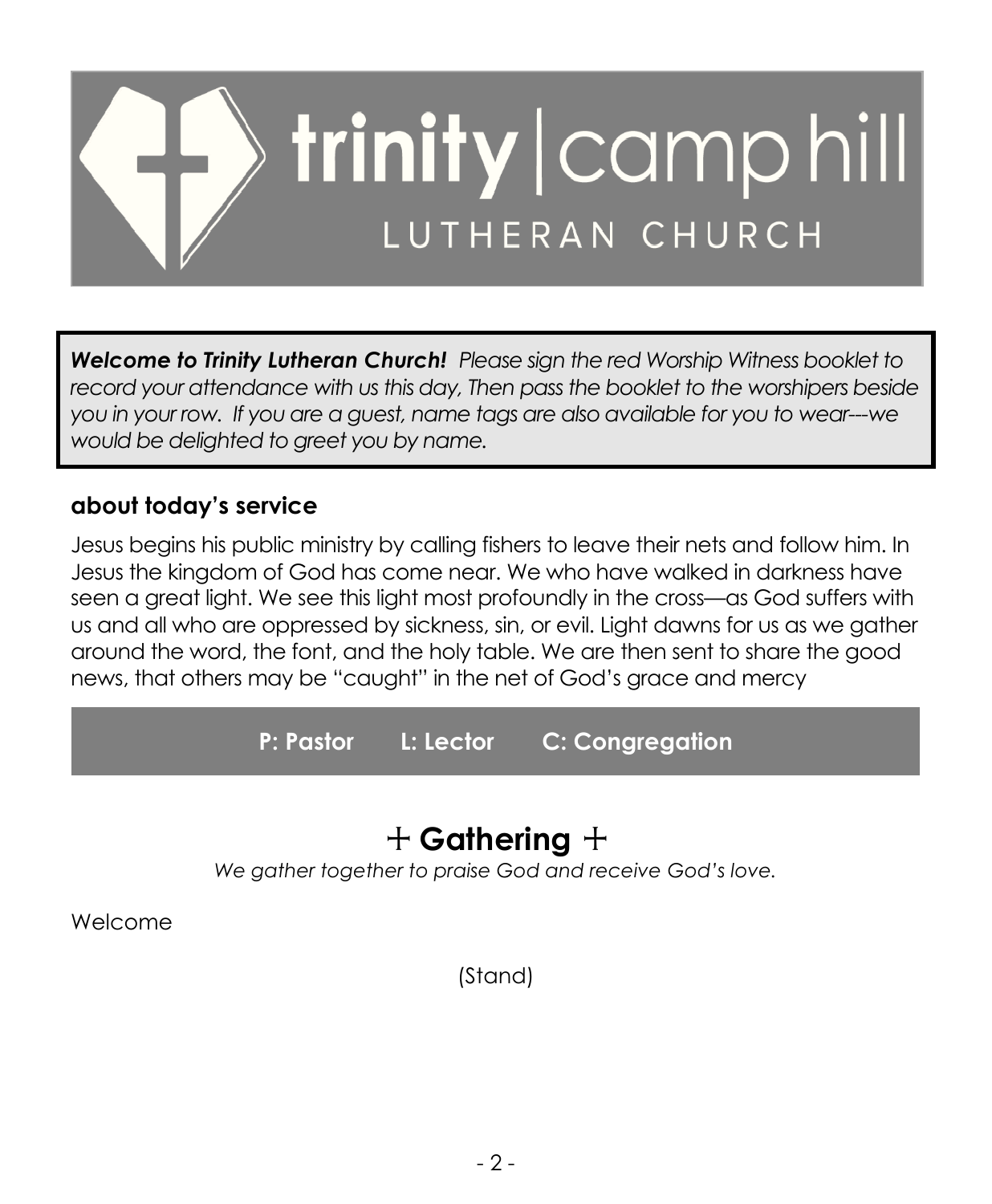# trinity | camp hill LUTHERAN CHURCH

***Welcome to Trinity Lutheran Church!*** *Please sign the red Worship Witness booklet to record your attendance with us this day, Then pass the booklet to the worshipers beside you in your row. If you are a guest, name tags are also available for you to wear---we would be delighted to greet you by name.*

**about today's service**

Jesus begins his public ministry by calling fishers to leave their nets and follow him. In Jesus the kingdom of God has come near. We who have walked in darkness have seen a great light. We see this light most profoundly in the cross—as God suffers with us and all who are oppressed by sickness, sin, or evil. Light dawns for us as we gather around the word, the font, and the holy table. We are then sent to share the good news, that others may be "caught" in the net of God's grace and mercy

**P: Pastor L: Lector C: Congregation**

## + Gathering +

*We gather together to praise God and receive God's love.*

Welcome

(Stand)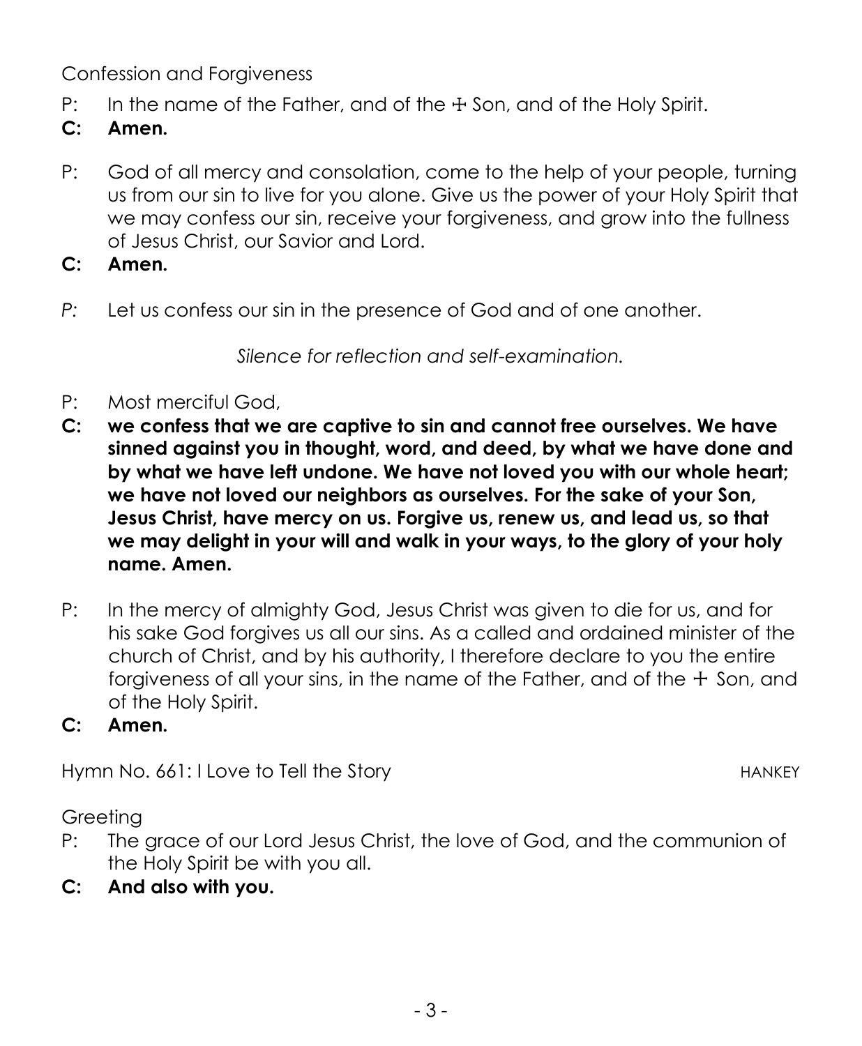Confession and Forgiveness

P: In the name of the Father, and of the ☩ Son, and of the Holy Spirit.

**C: Amen.**

P: God of all mercy and consolation, come to the help of your people, turning us from our sin to live for you alone. Give us the power of your Holy Spirit that we may confess our sin, receive your forgiveness, and grow into the fullness of Jesus Christ, our Savior and Lord.

**C: Amen.**

*P:* Let us confess our sin in the presence of God and of one another.

*Silence for reflection and self-examination.*

P: Most merciful God,

**C: we confess that we are captive to sin and cannot free ourselves. We have sinned against you in thought, word, and deed, by what we have done and by what we have left undone. We have not loved you with our whole heart; we have not loved our neighbors as ourselves. For the sake of your Son, Jesus Christ, have mercy on us. Forgive us, renew us, and lead us, so that we may delight in your will and walk in your ways, to the glory of your holy name. Amen.**

P: In the mercy of almighty God, Jesus Christ was given to die for us, and for his sake God forgives us all our sins. As a called and ordained minister of the church of Christ, and by his authority, I therefore declare to you the entire forgiveness of all your sins, in the name of the Father, and of the ☩ Son, and of the Holy Spirit.

**C: Amen.**

Hymn No. 661: I Love to Tell the Story HANKEY

Greeting

P: The grace of our Lord Jesus Christ, the love of God, and the communion of the Holy Spirit be with you all.

**C: And also with you.**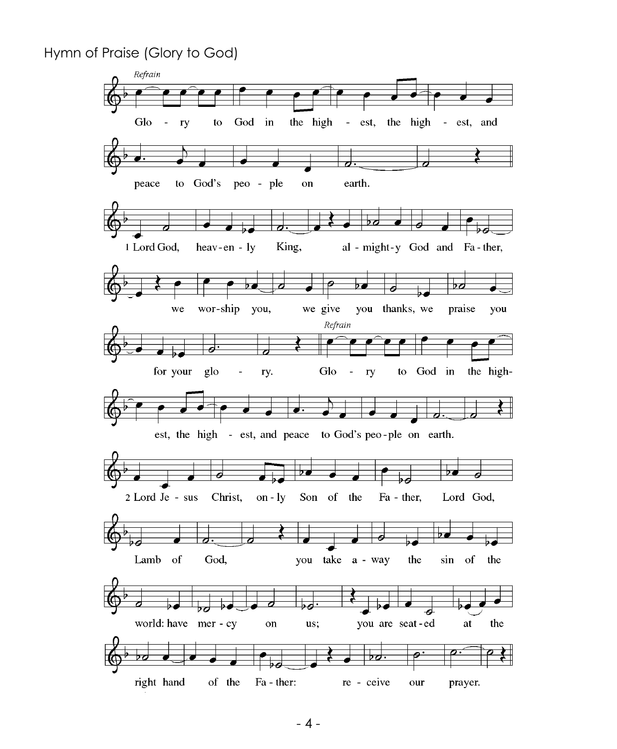Hymn of Praise (Glory to God)

*Refrain*

Glo - ry to God in the high - est, the high - est, and peace to God's peo - ple on earth.

1 Lord God, heav-en - ly King, al - might-y God and Fa - ther, we wor-ship you, we give you thanks, we praise you for your glo - ry.

*Refrain*

Glo - ry to God in the high- est, the high - est, and peace to God's peo-ple on earth.

2 Lord Je - sus Christ, on - ly Son of the Fa - ther, Lord God, Lamb of God, you take a - way the sin of the world: have mer - cy on us; you are seat-ed at the right hand of the Fa - ther: re - ceive our prayer.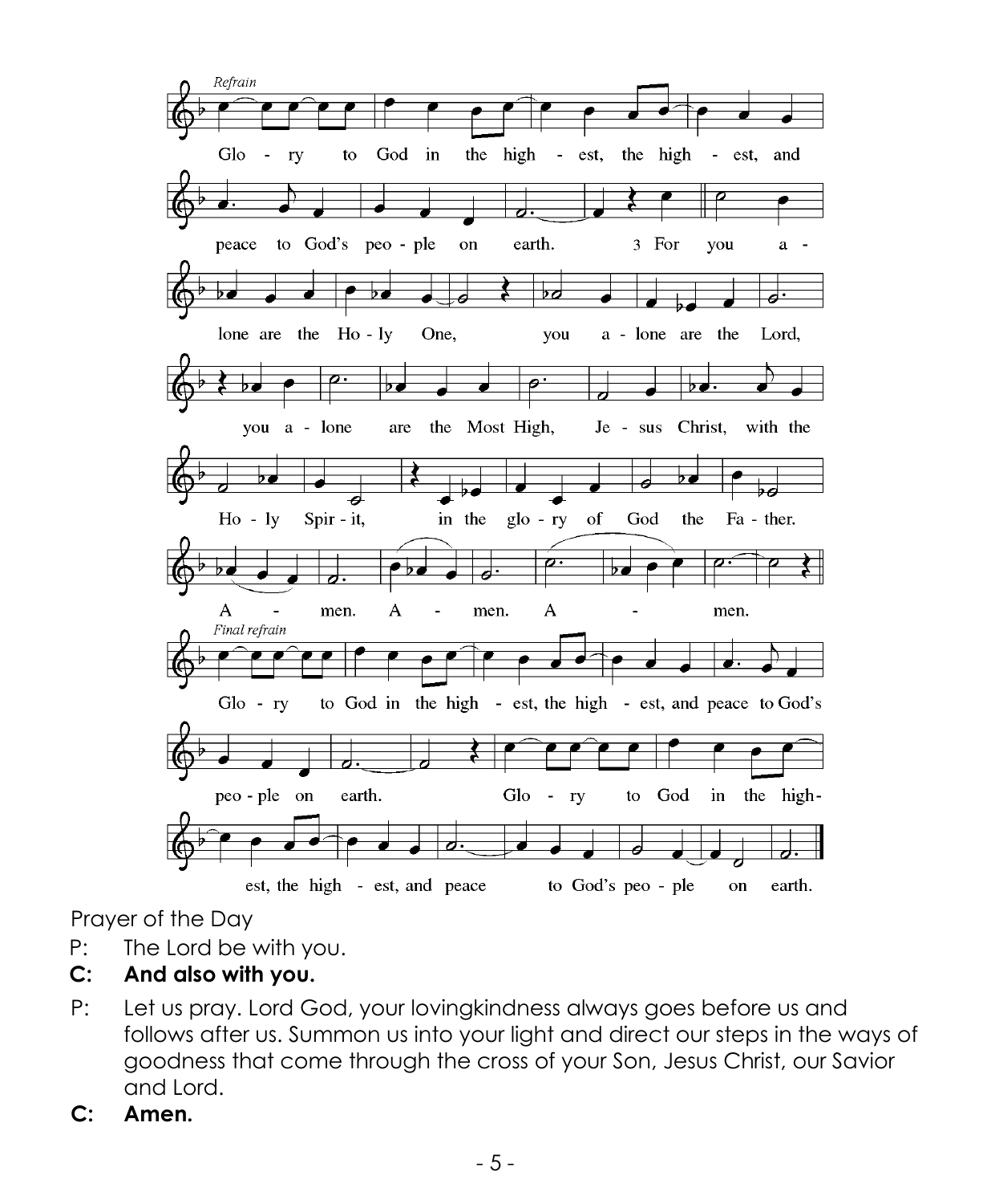*Refrain*

Glo - ry to God in the high - est, the high - est, and peace to God's peo - ple on earth.

3 For you a - lone are the Ho - ly One, you a - lone are the Lord, you a - lone are the Most High, Je - sus Christ, with the Ho - ly Spir - it, in the glo - ry of God the Fa - ther.

A - men. A - men. A - men.

*Final refrain*

Glo - ry to God in the high - est, the high - est, and peace to God's peo - ple on earth. Glo - ry to God in the high- est, the high - est, and peace to God's peo - ple on earth.

Prayer of the Day

P: The Lord be with you.

**C: And also with you.**

P: Let us pray. Lord God, your lovingkindness always goes before us and follows after us. Summon us into your light and direct our steps in the ways of goodness that come through the cross of your Son, Jesus Christ, our Savior and Lord.

**C: Amen.**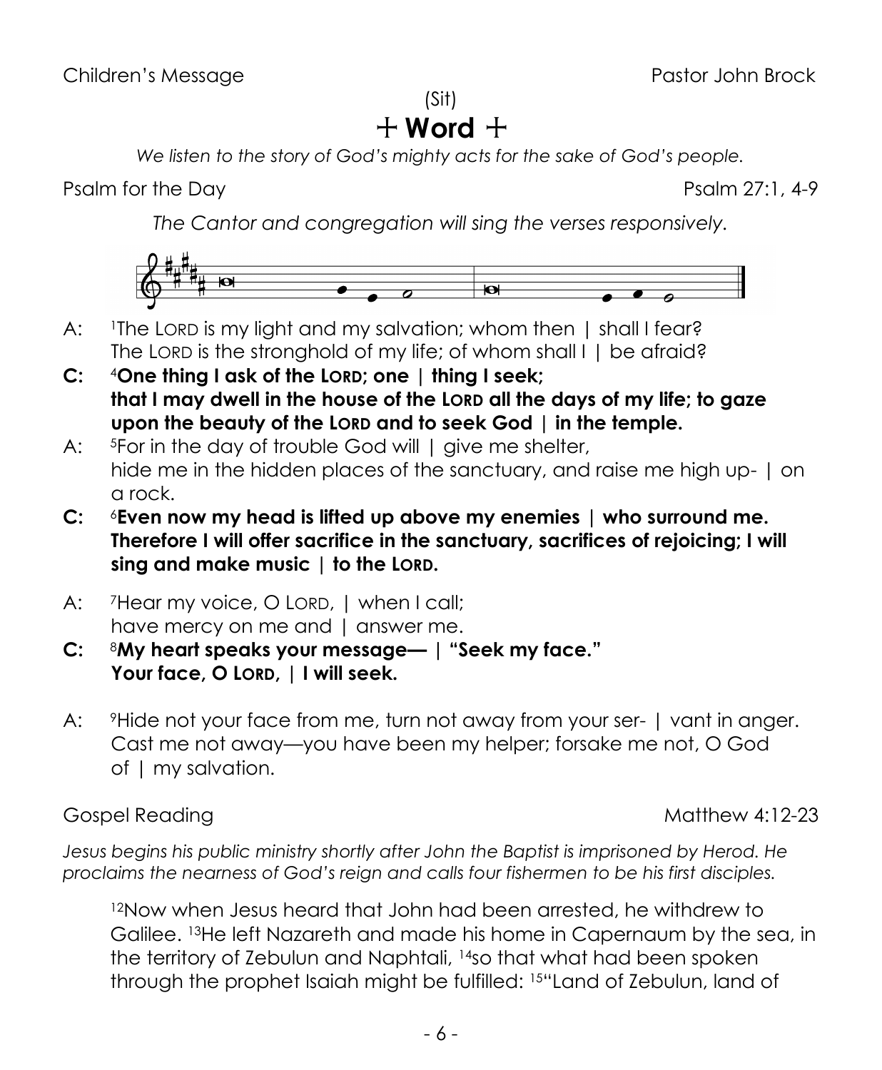Children's Message Pastor John Brock

(Sit)

# + Word +

*We listen to the story of God's mighty acts for the sake of God's people.*

Psalm for the Day Psalm 27:1, 4-9

*The Cantor and congregation will sing the verses responsively.*

A: [1]The LORD is my light and my salvation; whom then | shall I fear?
The LORD is the stronghold of my life; of whom shall I | be afraid?

**C: [4]One thing I ask of the LORD; one | thing I seek;
that I may dwell in the house of the LORD all the days of my life; to gaze upon the beauty of the LORD and to seek God | in the temple.**

A: [5]For in the day of trouble God will | give me shelter,
hide me in the hidden places of the sanctuary, and raise me high up- | on a rock.

**C: [6]Even now my head is lifted up above my enemies | who surround me.
Therefore I will offer sacrifice in the sanctuary, sacrifices of rejoicing; I will sing and make music | to the LORD.**

A: [7]Hear my voice, O LORD, | when I call;
have mercy on me and | answer me.

**C: [8]My heart speaks your message— | "Seek my face."
Your face, O LORD, | I will seek.**

A: [9]Hide not your face from me, turn not away from your ser- | vant in anger.
Cast me not away—you have been my helper; forsake me not, O God of | my salvation.

Gospel Reading Matthew 4:12-23

*Jesus begins his public ministry shortly after John the Baptist is imprisoned by Herod. He proclaims the nearness of God's reign and calls four fishermen to be his first disciples.*

[12]Now when Jesus heard that John had been arrested, he withdrew to Galilee. [13]He left Nazareth and made his home in Capernaum by the sea, in the territory of Zebulun and Naphtali, [14]so that what had been spoken through the prophet Isaiah might be fulfilled: [15]"Land of Zebulun, land of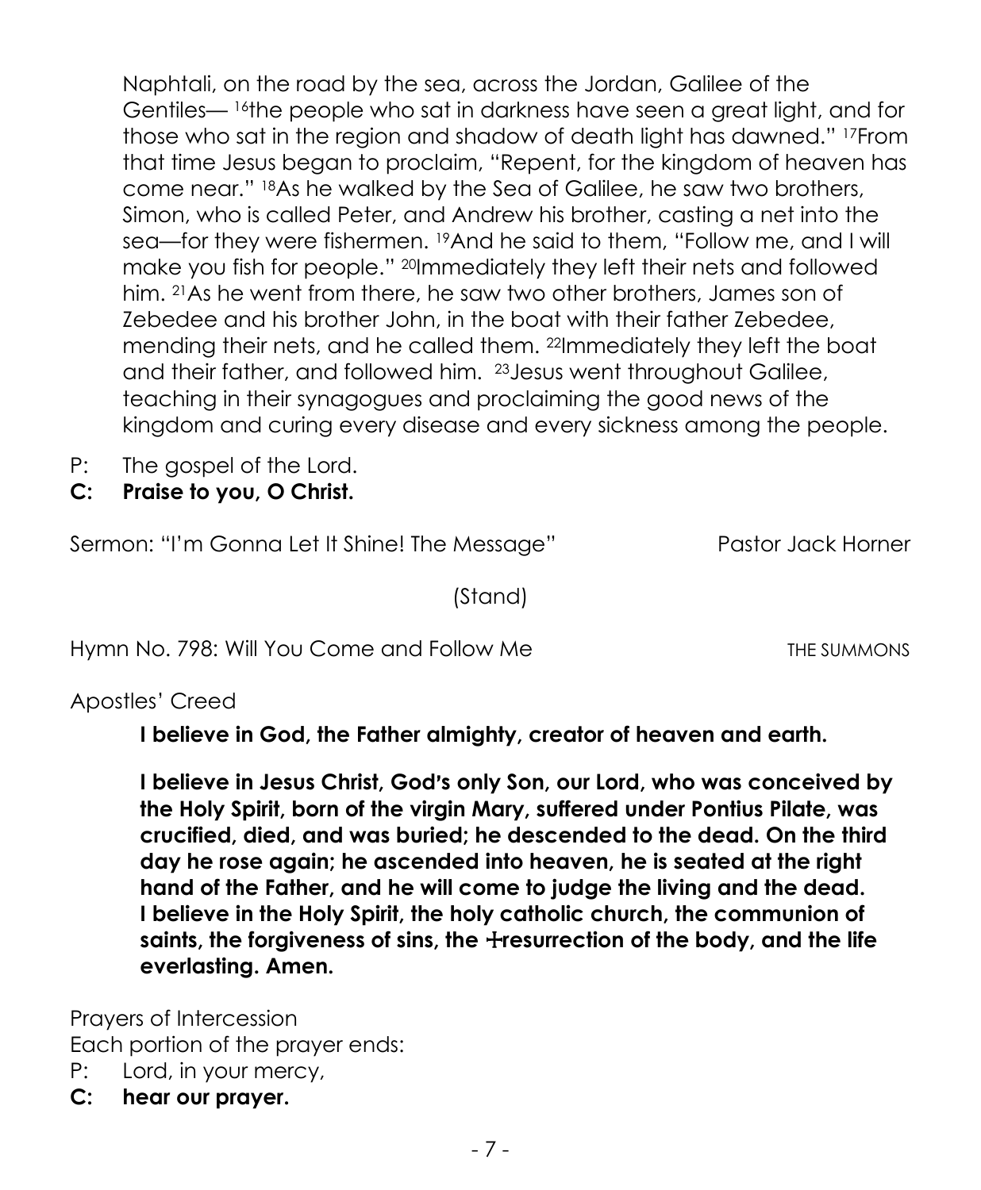Naphtali, on the road by the sea, across the Jordan, Galilee of the Gentiles— [16]the people who sat in darkness have seen a great light, and for those who sat in the region and shadow of death light has dawned." [17]From that time Jesus began to proclaim, "Repent, for the kingdom of heaven has come near." [18]As he walked by the Sea of Galilee, he saw two brothers, Simon, who is called Peter, and Andrew his brother, casting a net into the sea—for they were fishermen. [19]And he said to them, "Follow me, and I will make you fish for people." [20]Immediately they left their nets and followed him. [21]As he went from there, he saw two other brothers, James son of Zebedee and his brother John, in the boat with their father Zebedee, mending their nets, and he called them. [22]Immediately they left the boat and their father, and followed him. [23]Jesus went throughout Galilee, teaching in their synagogues and proclaiming the good news of the kingdom and curing every disease and every sickness among the people.

P: The gospel of the Lord.
**C: Praise to you, O Christ.**

Sermon: "I'm Gonna Let It Shine! The Message" Pastor Jack Horner

(Stand)

Hymn No. 798: Will You Come and Follow Me THE SUMMONS

Apostles' Creed

**I believe in God, the Father almighty, creator of heaven and earth.**

**I believe in Jesus Christ, God's only Son, our Lord, who was conceived by the Holy Spirit, born of the virgin Mary, suffered under Pontius Pilate, was crucified, died, and was buried; he descended to the dead. On the third day he rose again; he ascended into heaven, he is seated at the right hand of the Father, and he will come to judge the living and the dead. I believe in the Holy Spirit, the holy catholic church, the communion of saints, the forgiveness of sins, the ☩resurrection of the body, and the life everlasting. Amen.**

Prayers of Intercession
Each portion of the prayer ends:
P: Lord, in your mercy,
**C: hear our prayer.**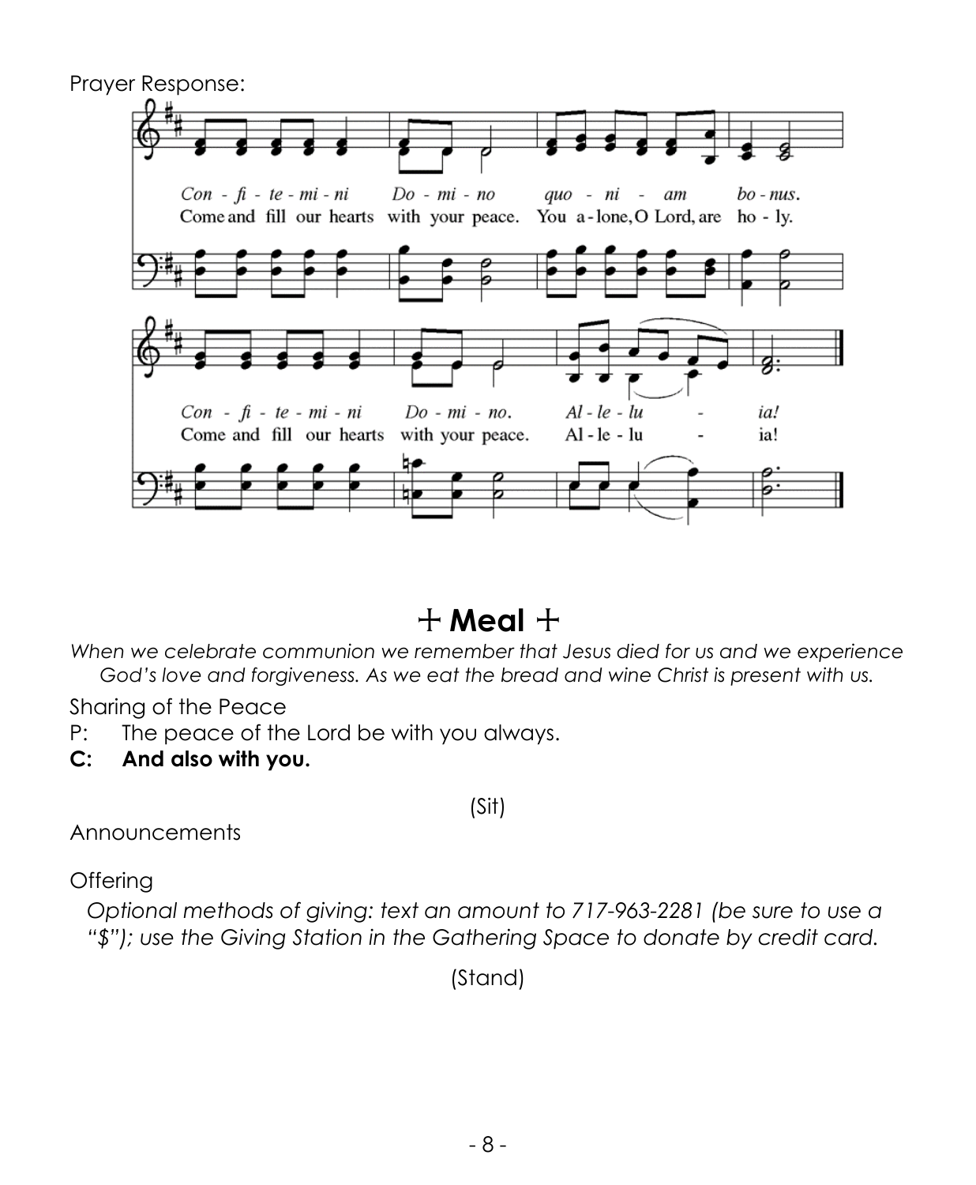Prayer Response:

Con - fi - te - mi - ni Do - mi - no quo - ni - am bo - nus.
Come and fill our hearts with your peace. You a - lone, O Lord, are ho - ly.

Con - fi - te - mi - ni Do - mi - no. Al - le - lu - ia!
Come and fill our hearts with your peace. Al - le - lu - ia!

# ☩ Meal ☩

*When we celebrate communion we remember that Jesus died for us and we experience God's love and forgiveness. As we eat the bread and wine Christ is present with us.*

Sharing of the Peace

P: The peace of the Lord be with you always.

**C: And also with you.**

(Sit)

Announcements

Offering

*Optional methods of giving: text an amount to 717-963-2281 (be sure to use a "$"); use the Giving Station in the Gathering Space to donate by credit card.*

(Stand)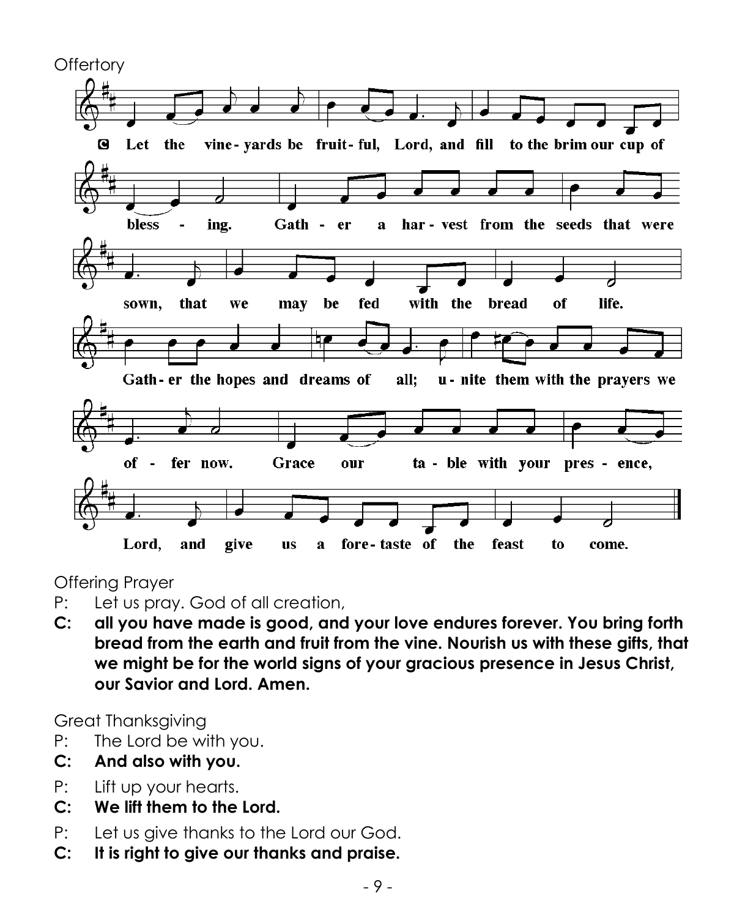Offertory

C: Let the vine-yards be fruit-ful, Lord, and fill to the brim our cup of bless - ing. Gath - er a har - vest from the seeds that were sown, that we may be fed with the bread of life. Gath - er the hopes and dreams of all; u - nite them with the prayers we of - fer now. Grace our ta - ble with your pres - ence, Lord, and give us a fore - taste of the feast to come.

Offering Prayer

P: Let us pray. God of all creation,

**C: all you have made is good, and your love endures forever. You bring forth bread from the earth and fruit from the vine. Nourish us with these gifts, that we might be for the world signs of your gracious presence in Jesus Christ, our Savior and Lord. Amen.**

Great Thanksgiving

P: The Lord be with you.

**C: And also with you.**

P: Lift up your hearts.

**C: We lift them to the Lord.**

P: Let us give thanks to the Lord our God.

**C: It is right to give our thanks and praise.**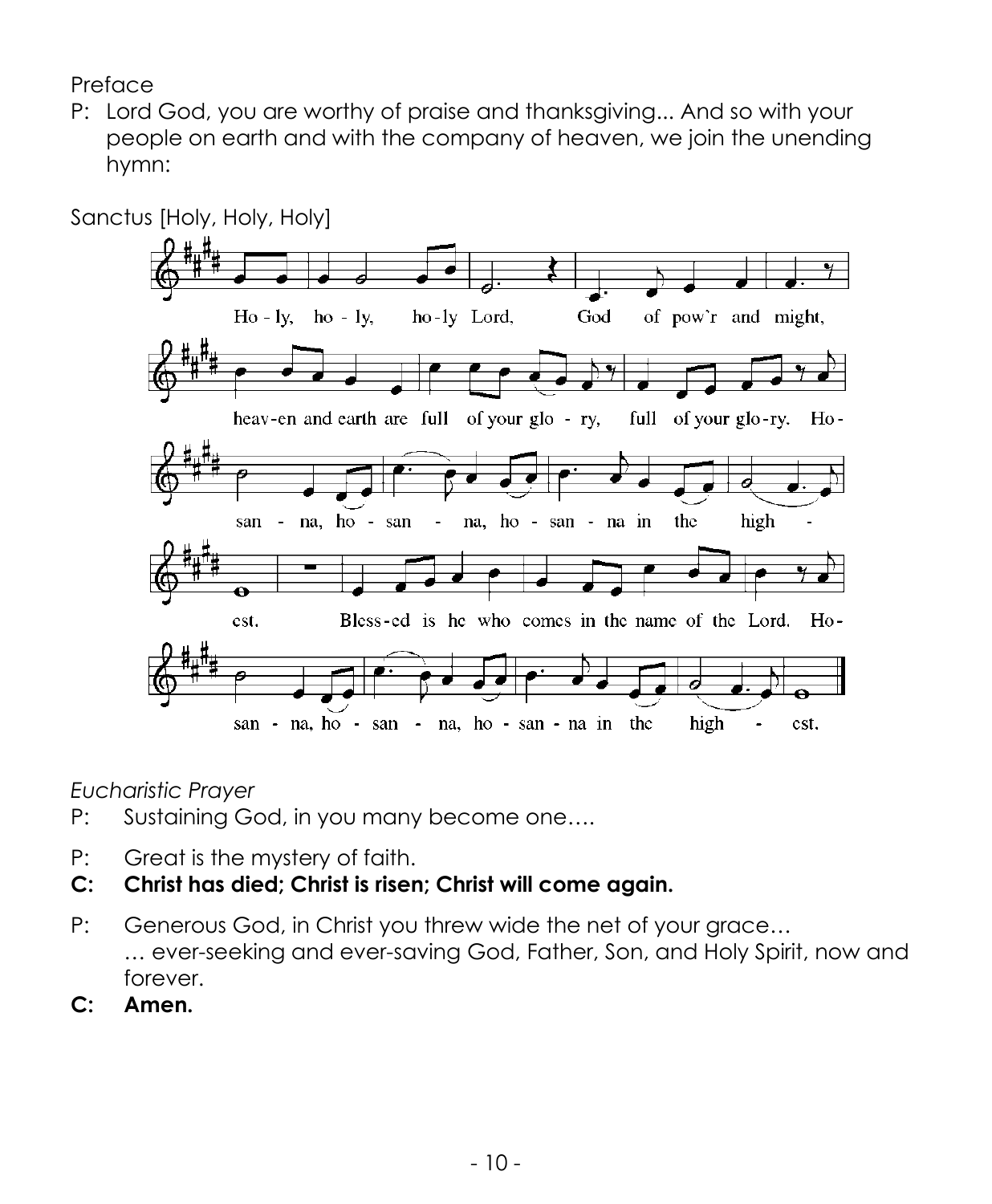Preface

P: Lord God, you are worthy of praise and thanksgiving... And so with your people on earth and with the company of heaven, we join the unending hymn:

Sanctus [Holy, Holy, Holy]

Ho - ly, ho - ly, ho - ly Lord, God of pow'r and might,
heav-en and earth are full of your glo - ry, full of your glo-ry. Ho-
san - na, ho - san - na, ho - san - na in the high - est.
Bless-ed is he who comes in the name of the Lord. Ho-
san - na, ho - san - na, ho - san - na in the high - est.

*Eucharistic Prayer*

P: Sustaining God, in you many become one….

P: Great is the mystery of faith.

**C: Christ has died; Christ is risen; Christ will come again.**

P: Generous God, in Christ you threw wide the net of your grace…
… ever-seeking and ever-saving God, Father, Son, and Holy Spirit, now and forever.

**C: Amen.**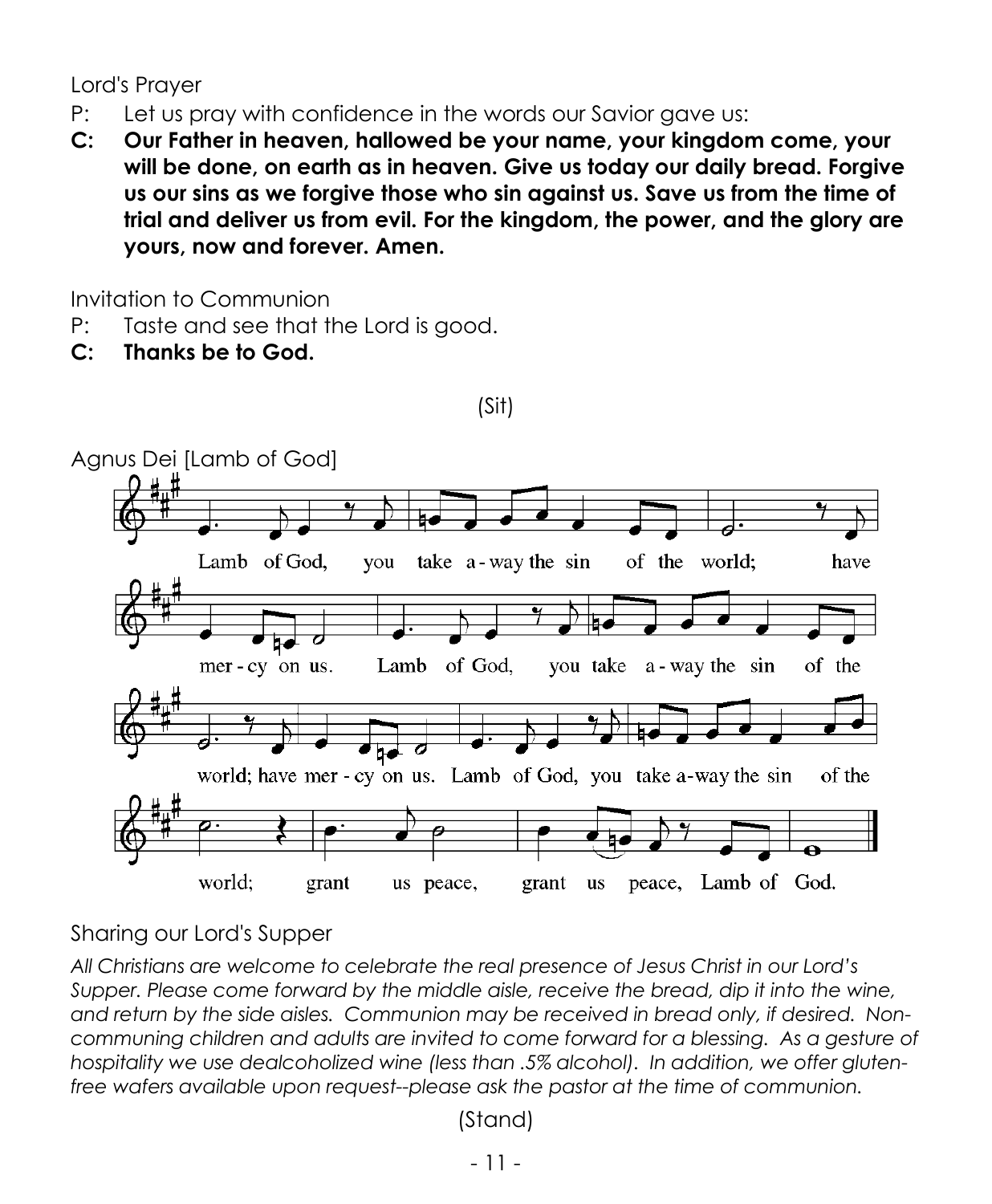Lord's Prayer

P: Let us pray with confidence in the words our Savior gave us:

**C: Our Father in heaven, hallowed be your name, your kingdom come, your will be done, on earth as in heaven. Give us today our daily bread. Forgive us our sins as we forgive those who sin against us. Save us from the time of trial and deliver us from evil. For the kingdom, the power, and the glory are yours, now and forever. Amen.**

Invitation to Communion

P: Taste and see that the Lord is good.

**C: Thanks be to God.**

(Sit)

Agnus Dei [Lamb of God]

Lamb of God, you take a-way the sin of the world; have mer-cy on us. Lamb of God, you take a-way the sin of the world; have mer-cy on us. Lamb of God, you take a-way the sin of the world; grant us peace, grant us peace, Lamb of God.

Sharing our Lord's Supper

*All Christians are welcome to celebrate the real presence of Jesus Christ in our Lord's Supper. Please come forward by the middle aisle, receive the bread, dip it into the wine, and return by the side aisles. Communion may be received in bread only, if desired. Non-communing children and adults are invited to come forward for a blessing. As a gesture of hospitality we use dealcoholized wine (less than .5% alcohol). In addition, we offer gluten-free wafers available upon request--please ask the pastor at the time of communion.*

(Stand)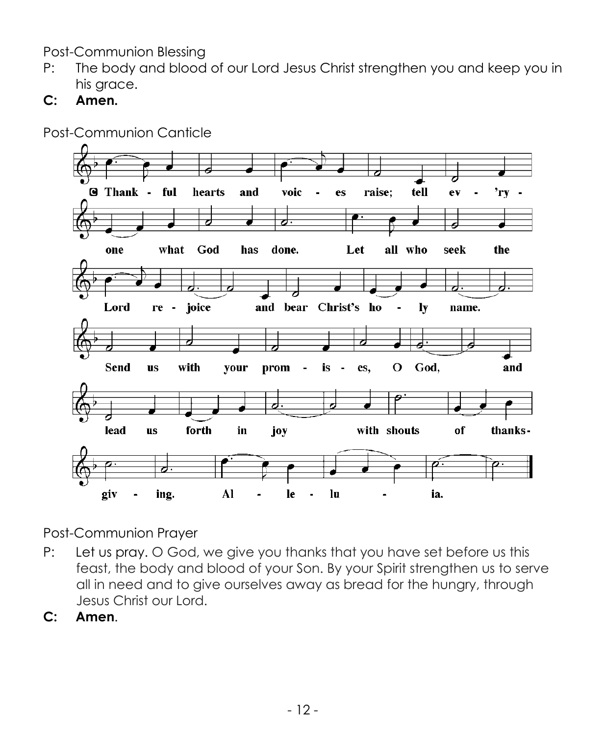Post-Communion Blessing

P: The body and blood of our Lord Jesus Christ strengthen you and keep you in his grace.

**C: Amen.**

Post-Communion Canticle

C Thankful hearts and voices raise; tell ev'ryone what God has done. Let all who seek the Lord rejoice and bear Christ's holy name. Send us with your promises, O God, and lead us forth in joy with shouts of thanksgiving. Alleluia.

Post-Communion Prayer

P: Let us pray. O God, we give you thanks that you have set before us this feast, the body and blood of your Son. By your Spirit strengthen us to serve all in need and to give ourselves away as bread for the hungry, through Jesus Christ our Lord.

**C: Amen**.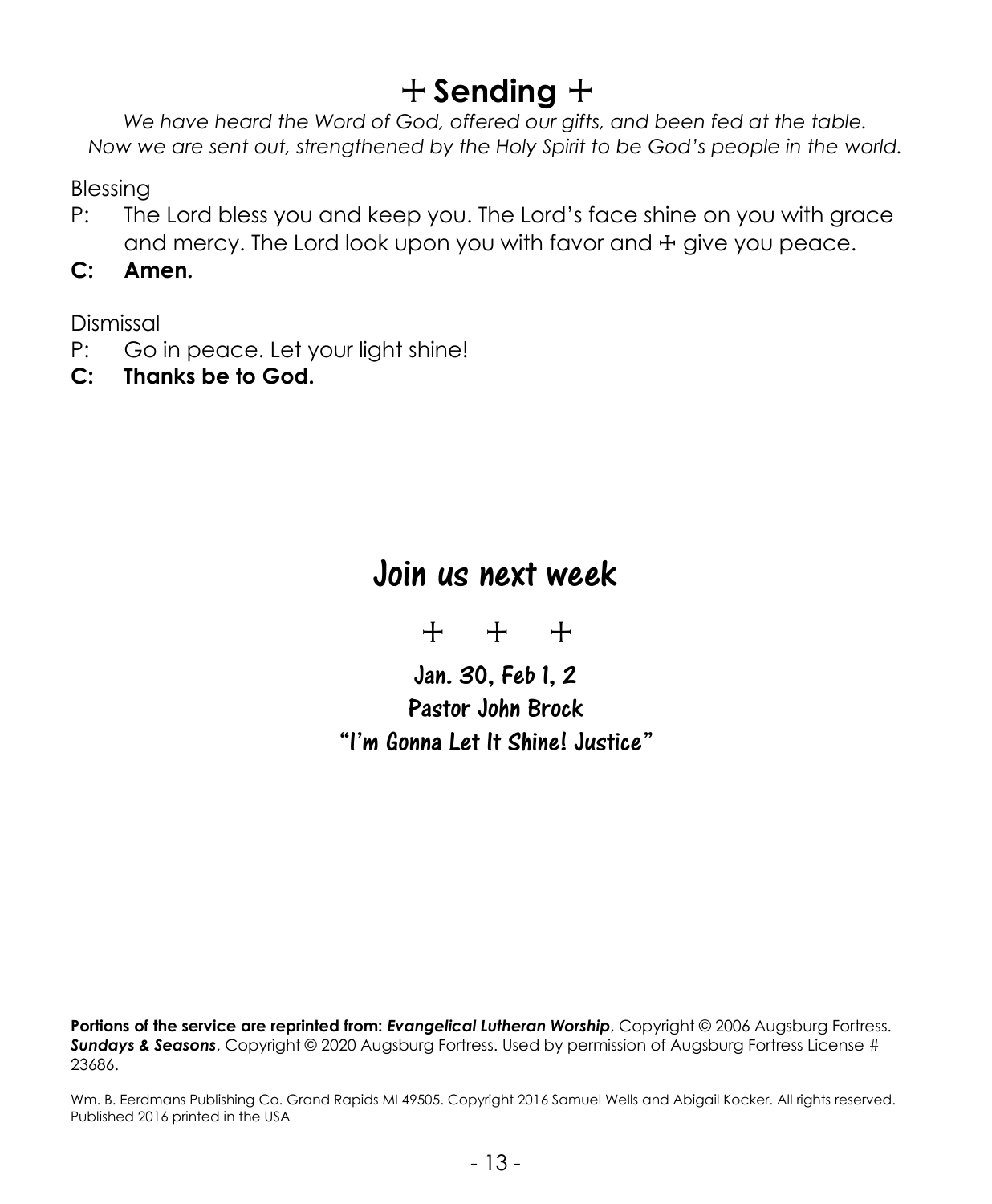# ☩ Sending ☩

*We have heard the Word of God, offered our gifts, and been fed at the table. Now we are sent out, strengthened by the Holy Spirit to be God's people in the world.*

Blessing

P: The Lord bless you and keep you. The Lord's face shine on you with grace and mercy. The Lord look upon you with favor and ☩ give you peace.

**C: Amen.**

Dismissal

P: Go in peace. Let your light shine!

**C: Thanks be to God.**

## Join us next week

☩ ☩ ☩

**Jan. 30, Feb 1, 2**

**Pastor John Brock**

**"I'm Gonna Let It Shine! Justice"**

**Portions of the service are reprinted from:** ***Evangelical Lutheran Worship***, Copyright © 2006 Augsburg Fortress. ***Sundays & Seasons***, Copyright © 2020 Augsburg Fortress. Used by permission of Augsburg Fortress License # 23686.

Wm. B. Eerdmans Publishing Co. Grand Rapids MI 49505. Copyright 2016 Samuel Wells and Abigail Kocker. All rights reserved. Published 2016 printed in the USA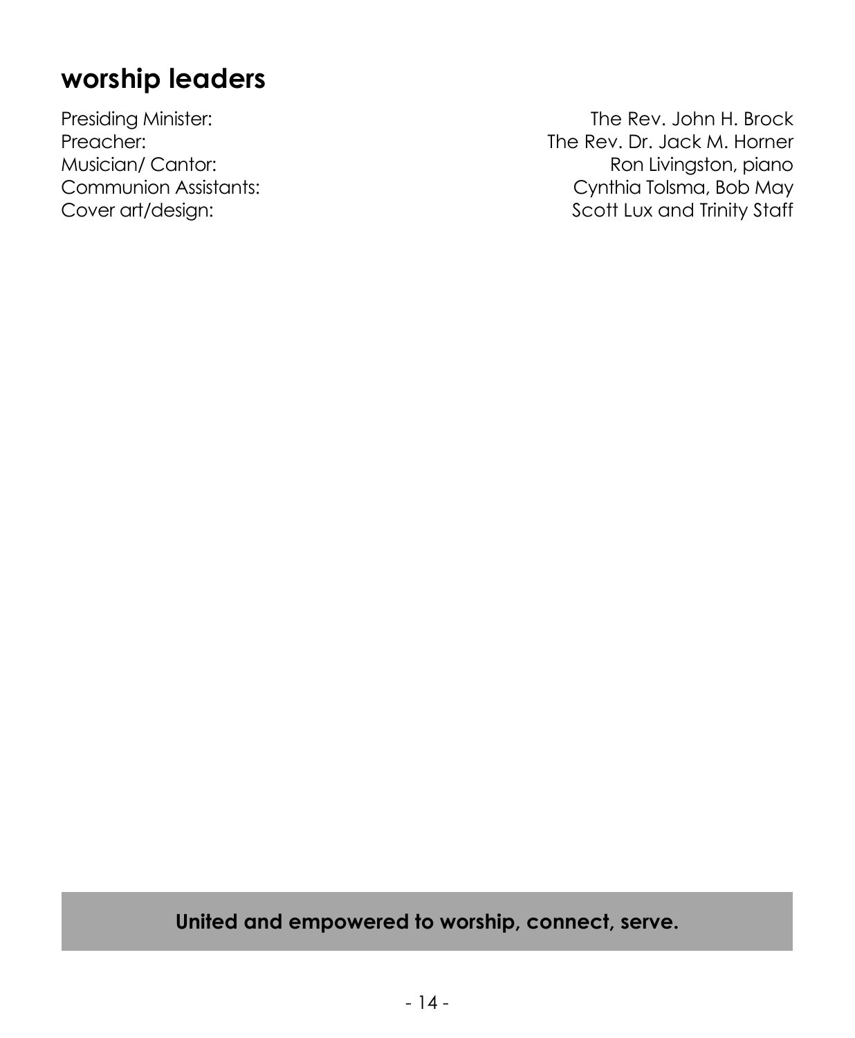## worship leaders

| | |
|---|---|
| Presiding Minister: | The Rev. John H. Brock |
| Preacher: | The Rev. Dr. Jack M. Horner |
| Musician/ Cantor: | Ron Livingston, piano |
| Communion Assistants: | Cynthia Tolsma, Bob May |
| Cover art/design: | Scott Lux and Trinity Staff |

**United and empowered to worship, connect, serve.**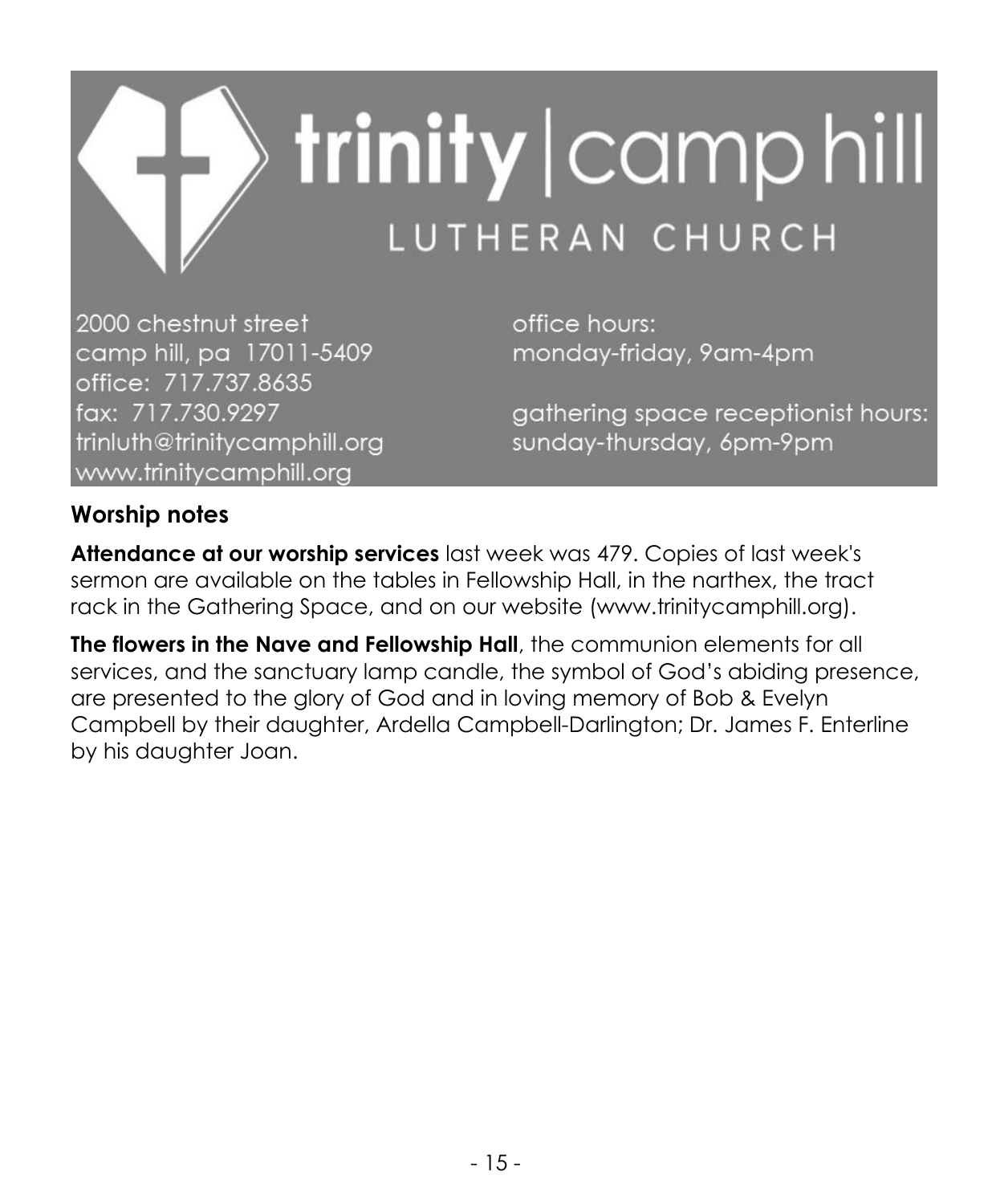# trinity | camp hill
## LUTHERAN CHURCH

2000 chestnut street
camp hill, pa 17011-5409
office: 717.737.8635
fax: 717.730.9297
trinluth@trinitycamphill.org
www.trinitycamphill.org

office hours:
monday-friday, 9am-4pm

gathering space receptionist hours:
sunday-thursday, 6pm-9pm

## Worship notes

**Attendance at our worship services** last week was 479. Copies of last week's sermon are available on the tables in Fellowship Hall, in the narthex, the tract rack in the Gathering Space, and on our website (www.trinitycamphill.org).

**The flowers in the Nave and Fellowship Hall**, the communion elements for all services, and the sanctuary lamp candle, the symbol of God's abiding presence, are presented to the glory of God and in loving memory of Bob & Evelyn Campbell by their daughter, Ardella Campbell-Darlington; Dr. James F. Enterline by his daughter Joan.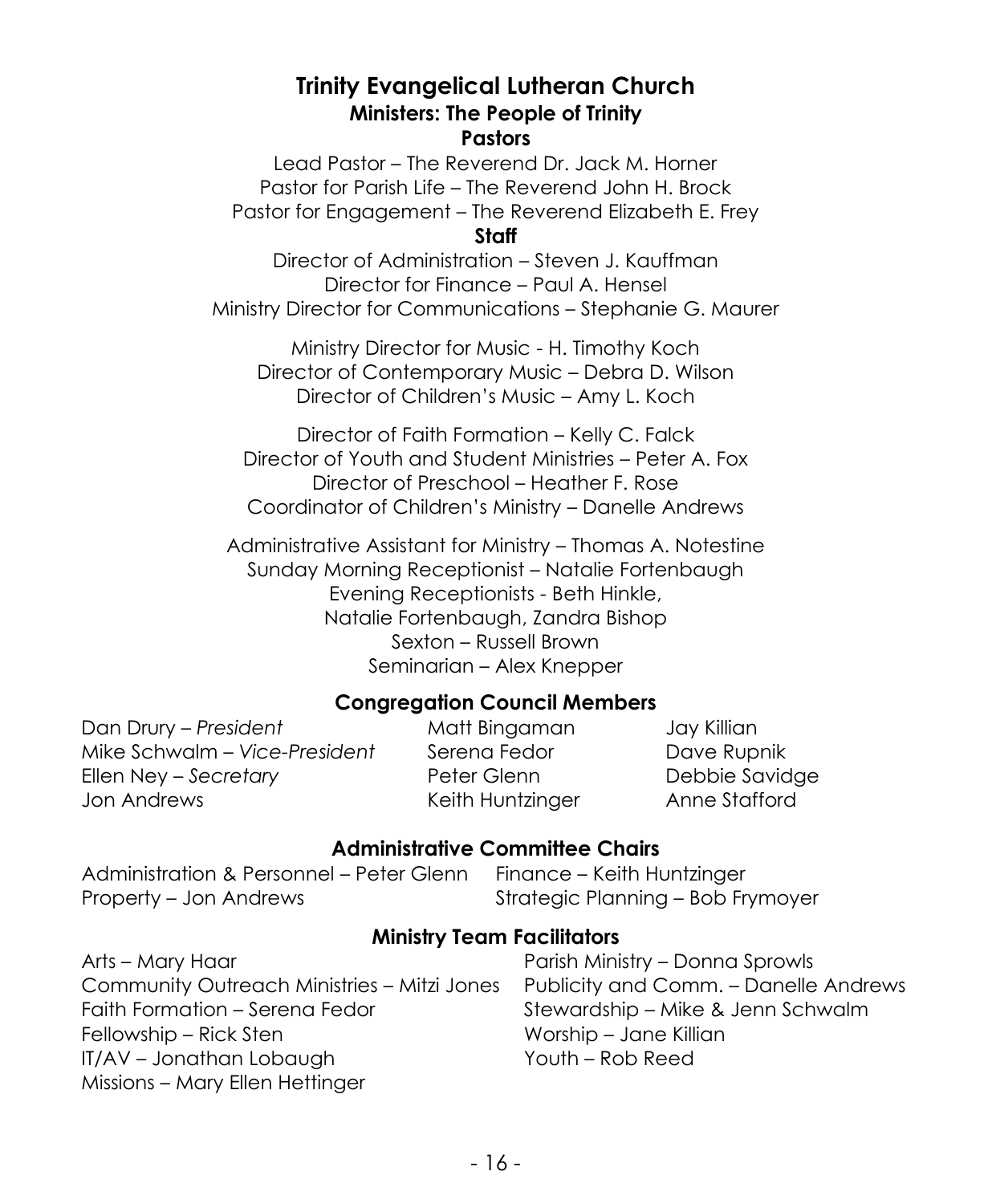# Trinity Evangelical Lutheran Church

## Ministers: The People of Trinity

### Pastors

Lead Pastor – The Reverend Dr. Jack M. Horner
Pastor for Parish Life – The Reverend John H. Brock
Pastor for Engagement – The Reverend Elizabeth E. Frey

### Staff

Director of Administration – Steven J. Kauffman
Director for Finance – Paul A. Hensel
Ministry Director for Communications – Stephanie G. Maurer

Ministry Director for Music - H. Timothy Koch
Director of Contemporary Music – Debra D. Wilson
Director of Children's Music – Amy L. Koch

Director of Faith Formation – Kelly C. Falck
Director of Youth and Student Ministries – Peter A. Fox
Director of Preschool – Heather F. Rose
Coordinator of Children's Ministry – Danelle Andrews

Administrative Assistant for Ministry – Thomas A. Notestine
Sunday Morning Receptionist – Natalie Fortenbaugh
Evening Receptionists - Beth Hinkle,
Natalie Fortenbaugh, Zandra Bishop
Sexton – Russell Brown
Seminarian – Alex Knepper

### Congregation Council Members

Dan Drury – *President*
Mike Schwalm – *Vice-President*
Ellen Ney – *Secretary*
Jon Andrews
Matt Bingaman
Serena Fedor
Peter Glenn
Keith Huntzinger
Jay Killian
Dave Rupnik
Debbie Savidge
Anne Stafford

### Administrative Committee Chairs

Administration & Personnel – Peter Glenn
Property – Jon Andrews
Finance – Keith Huntzinger
Strategic Planning – Bob Frymoyer

### Ministry Team Facilitators

Arts – Mary Haar
Community Outreach Ministries – Mitzi Jones
Faith Formation – Serena Fedor
Fellowship – Rick Sten
IT/AV – Jonathan Lobaugh
Missions – Mary Ellen Hettinger
Parish Ministry – Donna Sprowls
Publicity and Comm. – Danelle Andrews
Stewardship – Mike & Jenn Schwalm
Worship – Jane Killian
Youth – Rob Reed